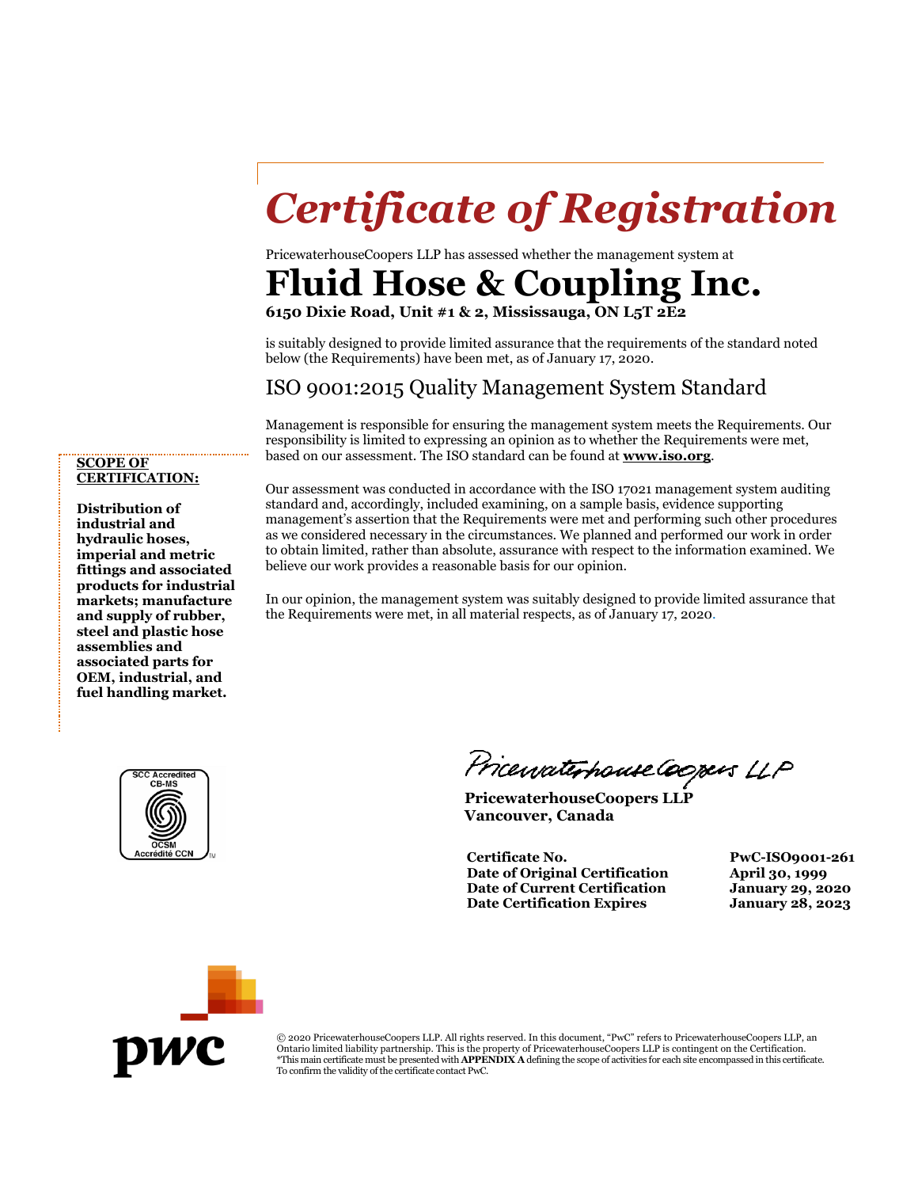# *Certificate of Registration*

PricewaterhouseCoopers LLP has assessed whether the management system at

## Fluid Hose & Coupling Inc.

**6150 Dixie Road, Unit #1 & 2, Mississauga, ON L5T 2E2**

is suitably designed to provide limited assurance that the requirements of the standard noted below (the Requirements) have been met, as of January 17, 2020.

### ISO 9001:2015 Quality Management System Standard

Management is responsible for ensuring the management system meets the Requirements. Our responsibility is limited to expressing an opinion as to whether the Requirements were met, based on our assessment. The ISO standard can be found at **www.iso.org**.

Our assessment was conducted in accordance with the ISO 17021 management system auditing standard and, accordingly, included examining, on a sample basis, evidence supporting management's assertion that the Requirements were met and performing such other procedures as we considered necessary in the circumstances. We planned and performed our work in order to obtain limited, rather than absolute, assurance with respect to the information examined. We believe our work provides a reasonable basis for our opinion.

In our opinion, the management system was suitably designed to provide limited assurance that the Requirements were met, in all material respects, as of January 17, 2020.

**SCOPE OF CERTIFICATION:**

**Distribution of industrial and hydraulic hoses, imperial and metric fittings and associated products for industrial markets; manufacture and supply of rubber, steel and plastic hose assemblies and associated parts for OEM, industrial, and fuel handling market.**

SCC Accredited CB-MS
OCSM Accrédité CCN

PricewaterhouseCoopers LLP

**PricewaterhouseCoopers LLP**
**Vancouver, Canada**

| | |
|---|---|
| **Certificate No.** | **PwC-ISO9001-261** |
| **Date of Original Certification** | **April 30, 1999** |
| **Date of Current Certification** | **January 29, 2020** |
| **Date Certification Expires** | **January 28, 2023** |

pwc

© 2020 PricewaterhouseCoopers LLP. All rights reserved. In this document, "PwC" refers to PricewaterhouseCoopers LLP, an Ontario limited liability partnership. This is the property of PricewaterhouseCoopers LLP is contingent on the Certification.
*This main certificate must be presented with **APPENDIX A** defining the scope of activities for each site encompassed in this certificate. To confirm the validity of the certificate contact PwC.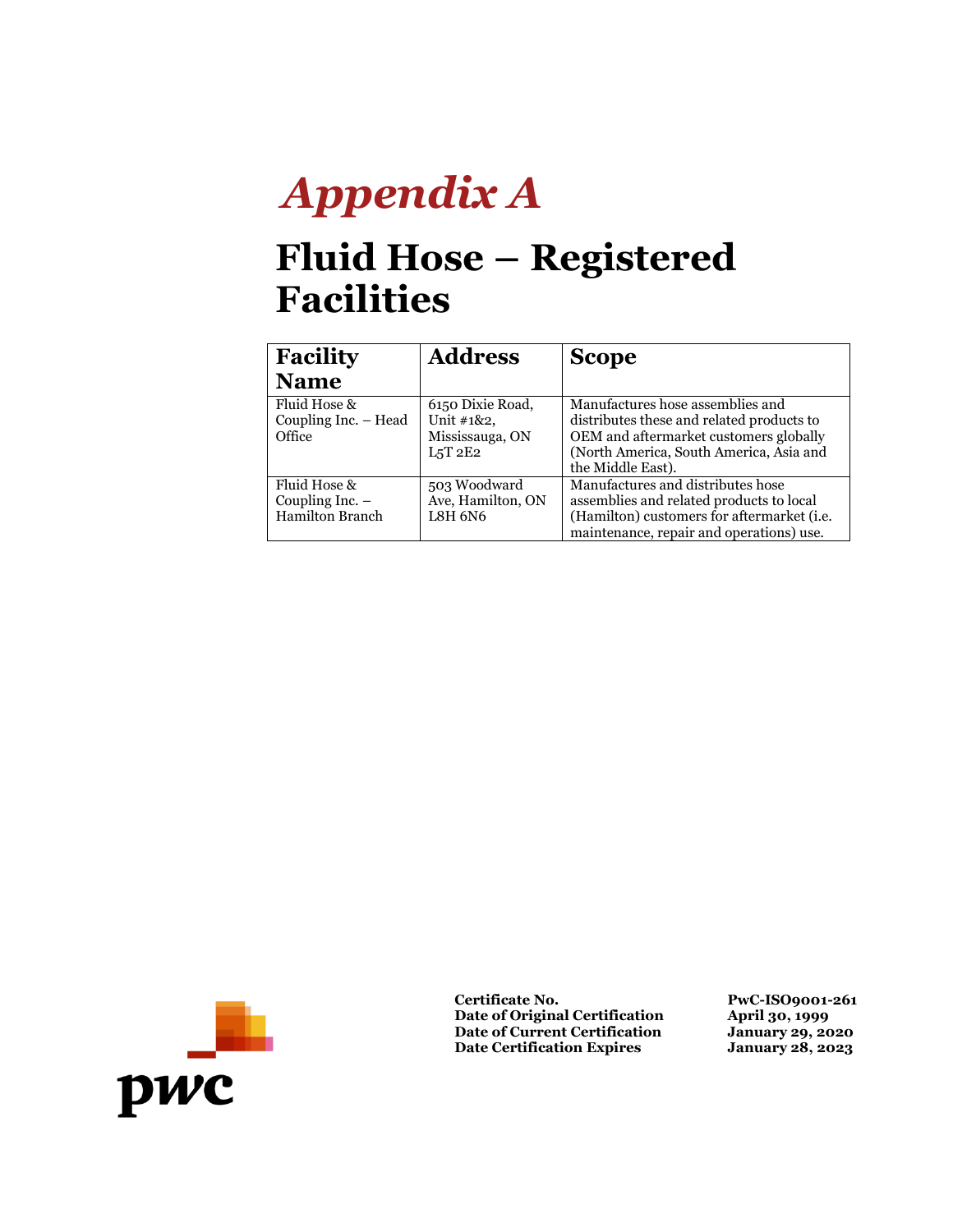# *Appendix A*

# Fluid Hose – Registered Facilities

| Facility Name | Address | Scope |
|---|---|---|
| Fluid Hose & Coupling Inc. – Head Office | 6150 Dixie Road, Unit #1&2, Mississauga, ON L5T 2E2 | Manufactures hose assemblies and distributes these and related products to OEM and aftermarket customers globally (North America, South America, Asia and the Middle East). |
| Fluid Hose & Coupling Inc. – Hamilton Branch | 503 Woodward Ave, Hamilton, ON L8H 6N6 | Manufactures and distributes hose assemblies and related products to local (Hamilton) customers for aftermarket (i.e. maintenance, repair and operations) use. |

pwc

| | |
|---|---|
| **Certificate No.** | **PwC-ISO9001-261** |
| **Date of Original Certification** | **April 30, 1999** |
| **Date of Current Certification** | **January 29, 2020** |
| **Date Certification Expires** | **January 28, 2023** |